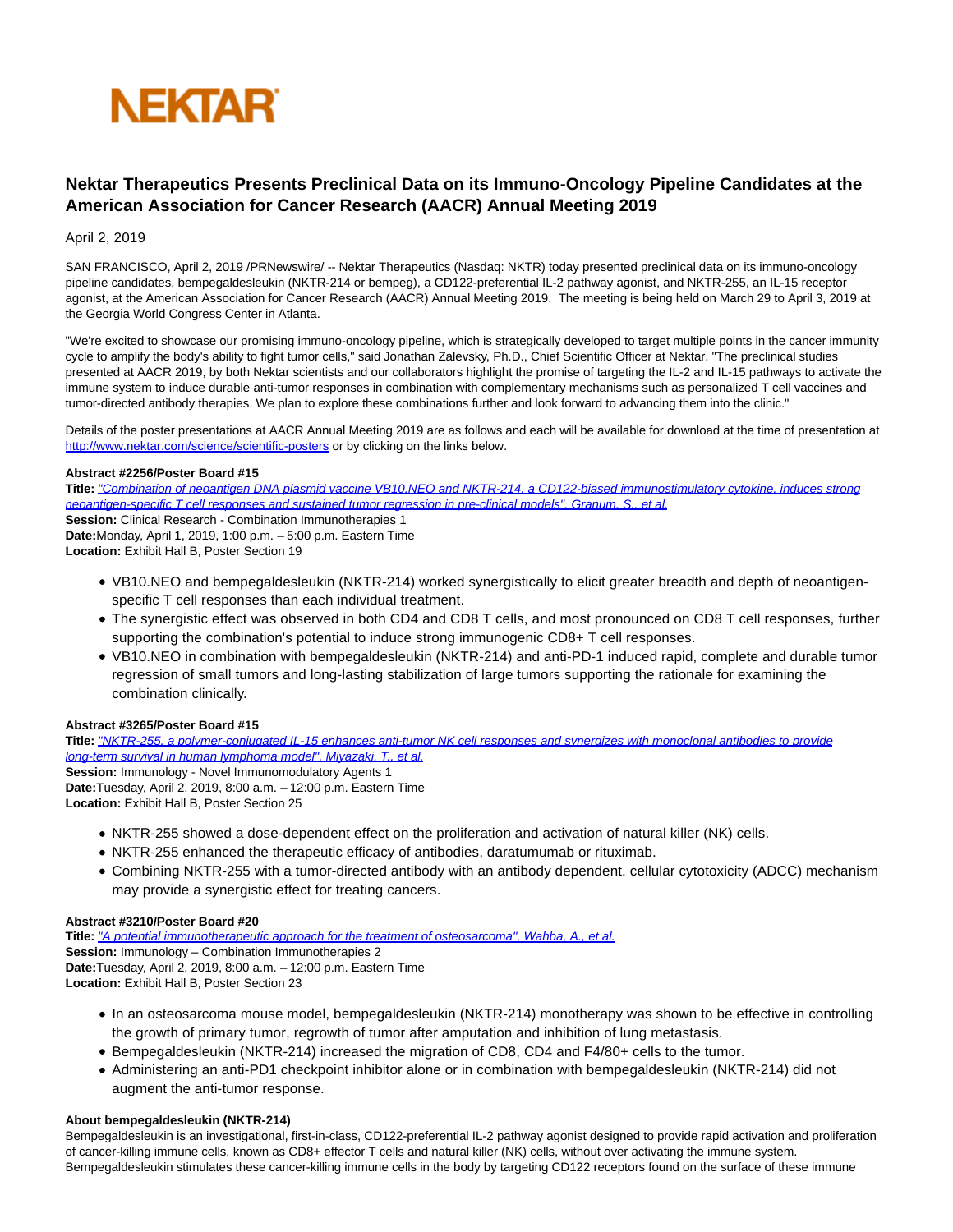NEKTAR

# Nektar Therapeutics Presents Preclinical Data on its Immuno-Oncology Pipeline Candidates at the American Association for Cancer Research (AACR) Annual Meeting 2019

April 2, 2019

SAN FRANCISCO, April 2, 2019 /PRNewswire/ -- Nektar Therapeutics (Nasdaq: NKTR) today presented preclinical data on its immuno-oncology pipeline candidates, bempegaldesleukin (NKTR-214 or bempeg), a CD122-preferential IL-2 pathway agonist, and NKTR-255, an IL-15 receptor agonist, at the American Association for Cancer Research (AACR) Annual Meeting 2019. The meeting is being held on March 29 to April 3, 2019 at the Georgia World Congress Center in Atlanta.

"We're excited to showcase our promising immuno-oncology pipeline, which is strategically developed to target multiple points in the cancer immunity cycle to amplify the body's ability to fight tumor cells," said Jonathan Zalevsky, Ph.D., Chief Scientific Officer at Nektar. "The preclinical studies presented at AACR 2019, by both Nektar scientists and our collaborators highlight the promise of targeting the IL-2 and IL-15 pathways to activate the immune system to induce durable anti-tumor responses in combination with complementary mechanisms such as personalized T cell vaccines and tumor-directed antibody therapies. We plan to explore these combinations further and look forward to advancing them into the clinic."

Details of the poster presentations at AACR Annual Meeting 2019 are as follows and each will be available for download at the time of presentation at http://www.nektar.com/science/scientific-posters or by clicking on the links below.

**Abstract #2256/Poster Board #15**
**Title:** *"Combination of neoantigen DNA plasmid vaccine VB10.NEO and NKTR-214, a CD122-biased immunostimulatory cytokine, induces strong neoantigen-specific T cell responses and sustained tumor regression in pre-clinical models", Granum, S., et al.*
**Session:** Clinical Research - Combination Immunotherapies 1
**Date:** Monday, April 1, 2019, 1:00 p.m. – 5:00 p.m. Eastern Time
**Location:** Exhibit Hall B, Poster Section 19

- VB10.NEO and bempegaldesleukin (NKTR-214) worked synergistically to elicit greater breadth and depth of neoantigen-specific T cell responses than each individual treatment.
- The synergistic effect was observed in both CD4 and CD8 T cells, and most pronounced on CD8 T cell responses, further supporting the combination's potential to induce strong immunogenic CD8+ T cell responses.
- VB10.NEO in combination with bempegaldesleukin (NKTR-214) and anti-PD-1 induced rapid, complete and durable tumor regression of small tumors and long-lasting stabilization of large tumors supporting the rationale for examining the combination clinically.

**Abstract #3265/Poster Board #15**
**Title:** *"NKTR-255, a polymer-conjugated IL-15 enhances anti-tumor NK cell responses and synergizes with monoclonal antibodies to provide long-term survival in human lymphoma model", Miyazaki, T., et al.*
**Session:** Immunology - Novel Immunomodulatory Agents 1
**Date:** Tuesday, April 2, 2019, 8:00 a.m. – 12:00 p.m. Eastern Time
**Location:** Exhibit Hall B, Poster Section 25

- NKTR-255 showed a dose-dependent effect on the proliferation and activation of natural killer (NK) cells.
- NKTR-255 enhanced the therapeutic efficacy of antibodies, daratumumab or rituximab.
- Combining NKTR-255 with a tumor-directed antibody with an antibody dependent. cellular cytotoxicity (ADCC) mechanism may provide a synergistic effect for treating cancers.

**Abstract #3210/Poster Board #20**
**Title:** *"A potential immunotherapeutic approach for the treatment of osteosarcoma", Wahba, A., et al.*
**Session:** Immunology – Combination Immunotherapies 2
**Date:** Tuesday, April 2, 2019, 8:00 a.m. – 12:00 p.m. Eastern Time
**Location:** Exhibit Hall B, Poster Section 23

- In an osteosarcoma mouse model, bempegaldesleukin (NKTR-214) monotherapy was shown to be effective in controlling the growth of primary tumor, regrowth of tumor after amputation and inhibition of lung metastasis.
- Bempegaldesleukin (NKTR-214) increased the migration of CD8, CD4 and F4/80+ cells to the tumor.
- Administering an anti-PD1 checkpoint inhibitor alone or in combination with bempegaldesleukin (NKTR-214) did not augment the anti-tumor response.

**About bempegaldesleukin (NKTR-214)**
Bempegaldesleukin is an investigational, first-in-class, CD122-preferential IL-2 pathway agonist designed to provide rapid activation and proliferation of cancer-killing immune cells, known as CD8+ effector T cells and natural killer (NK) cells, without over activating the immune system. Bempegaldesleukin stimulates these cancer-killing immune cells in the body by targeting CD122 receptors found on the surface of these immune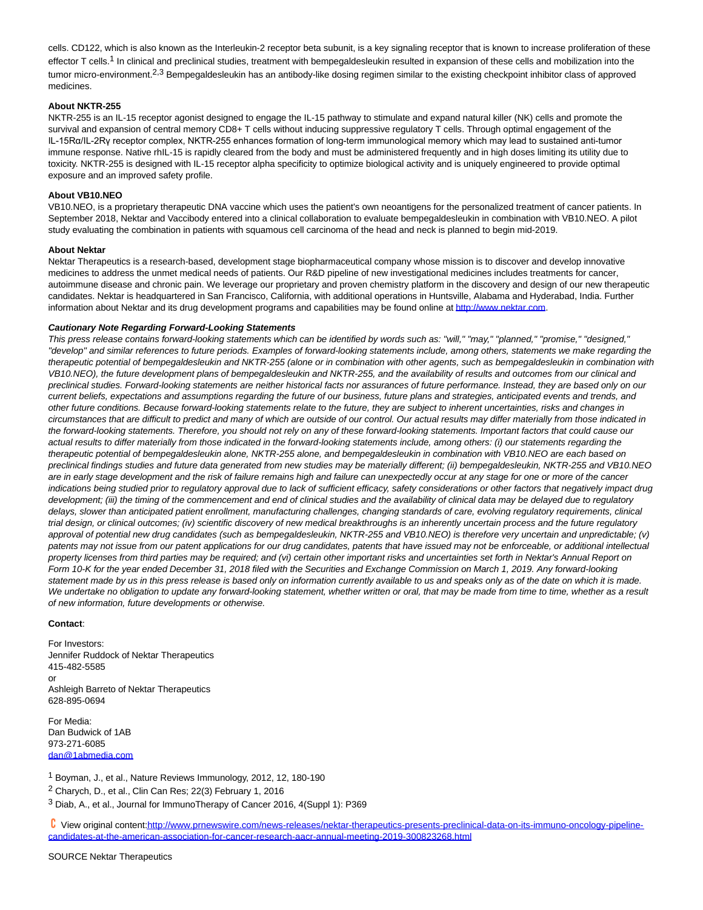cells. CD122, which is also known as the Interleukin-2 receptor beta subunit, is a key signaling receptor that is known to increase proliferation of these effector T cells.[1] In clinical and preclinical studies, treatment with bempegaldesleukin resulted in expansion of these cells and mobilization into the tumor micro-environment.[2,3] Bempegaldesleukin has an antibody-like dosing regimen similar to the existing checkpoint inhibitor class of approved medicines.

**About NKTR-255**
NKTR-255 is an IL-15 receptor agonist designed to engage the IL-15 pathway to stimulate and expand natural killer (NK) cells and promote the survival and expansion of central memory CD8+ T cells without inducing suppressive regulatory T cells. Through optimal engagement of the IL-15Rα/IL-2Rγ receptor complex, NKTR-255 enhances formation of long-term immunological memory which may lead to sustained anti-tumor immune response. Native rhIL-15 is rapidly cleared from the body and must be administered frequently and in high doses limiting its utility due to toxicity. NKTR-255 is designed with IL-15 receptor alpha specificity to optimize biological activity and is uniquely engineered to provide optimal exposure and an improved safety profile.

**About VB10.NEO**
VB10.NEO, is a proprietary therapeutic DNA vaccine which uses the patient's own neoantigens for the personalized treatment of cancer patients. In September 2018, Nektar and Vaccibody entered into a clinical collaboration to evaluate bempegaldesleukin in combination with VB10.NEO. A pilot study evaluating the combination in patients with squamous cell carcinoma of the head and neck is planned to begin mid-2019.

**About Nektar**
Nektar Therapeutics is a research-based, development stage biopharmaceutical company whose mission is to discover and develop innovative medicines to address the unmet medical needs of patients. Our R&D pipeline of new investigational medicines includes treatments for cancer, autoimmune disease and chronic pain. We leverage our proprietary and proven chemistry platform in the discovery and design of our new therapeutic candidates. Nektar is headquartered in San Francisco, California, with additional operations in Huntsville, Alabama and Hyderabad, India. Further information about Nektar and its drug development programs and capabilities may be found online at http://www.nektar.com.

***Cautionary Note Regarding Forward-Looking Statements***
*This press release contains forward-looking statements which can be identified by words such as: "will," "may," "planned," "promise," "designed," "develop" and similar references to future periods. Examples of forward-looking statements include, among others, statements we make regarding the therapeutic potential of bempegaldesleukin and NKTR-255 (alone or in combination with other agents, such as bempegaldesleukin in combination with VB10.NEO), the future development plans of bempegaldesleukin and NKTR-255, and the availability of results and outcomes from our clinical and preclinical studies. Forward-looking statements are neither historical facts nor assurances of future performance. Instead, they are based only on our current beliefs, expectations and assumptions regarding the future of our business, future plans and strategies, anticipated events and trends, and other future conditions. Because forward-looking statements relate to the future, they are subject to inherent uncertainties, risks and changes in circumstances that are difficult to predict and many of which are outside of our control. Our actual results may differ materially from those indicated in the forward-looking statements. Therefore, you should not rely on any of these forward-looking statements. Important factors that could cause our actual results to differ materially from those indicated in the forward-looking statements include, among others: (i) our statements regarding the therapeutic potential of bempegaldesleukin alone, NKTR-255 alone, and bempegaldesleukin in combination with VB10.NEO are each based on preclinical findings studies and future data generated from new studies may be materially different; (ii) bempegaldesleukin, NKTR-255 and VB10.NEO are in early stage development and the risk of failure remains high and failure can unexpectedly occur at any stage for one or more of the cancer indications being studied prior to regulatory approval due to lack of sufficient efficacy, safety considerations or other factors that negatively impact drug development; (iii) the timing of the commencement and end of clinical studies and the availability of clinical data may be delayed due to regulatory delays, slower than anticipated patient enrollment, manufacturing challenges, changing standards of care, evolving regulatory requirements, clinical trial design, or clinical outcomes; (iv) scientific discovery of new medical breakthroughs is an inherently uncertain process and the future regulatory approval of potential new drug candidates (such as bempegaldesleukin, NKTR-255 and VB10.NEO) is therefore very uncertain and unpredictable; (v) patents may not issue from our patent applications for our drug candidates, patents that have issued may not be enforceable, or additional intellectual property licenses from third parties may be required; and (vi) certain other important risks and uncertainties set forth in Nektar's Annual Report on Form 10-K for the year ended December 31, 2018 filed with the Securities and Exchange Commission on March 1, 2019. Any forward-looking statement made by us in this press release is based only on information currently available to us and speaks only as of the date on which it is made. We undertake no obligation to update any forward-looking statement, whether written or oral, that may be made from time to time, whether as a result of new information, future developments or otherwise.*

**Contact**:

For Investors:
Jennifer Ruddock of Nektar Therapeutics
415-482-5585
or
Ashleigh Barreto of Nektar Therapeutics
628-895-0694

For Media:
Dan Budwick of 1AB
973-271-6085
dan@1abmedia.com

[1] Boyman, J., et al., Nature Reviews Immunology, 2012, 12, 180-190
[2] Charych, D., et al., Clin Can Res; 22(3) February 1, 2016
[3] Diab, A., et al., Journal for ImmunoTherapy of Cancer 2016, 4(Suppl 1): P369

View original content:http://www.prnewswire.com/news-releases/nektar-therapeutics-presents-preclinical-data-on-its-immuno-oncology-pipeline-candidates-at-the-american-association-for-cancer-research-aacr-annual-meeting-2019-300823268.html

SOURCE Nektar Therapeutics